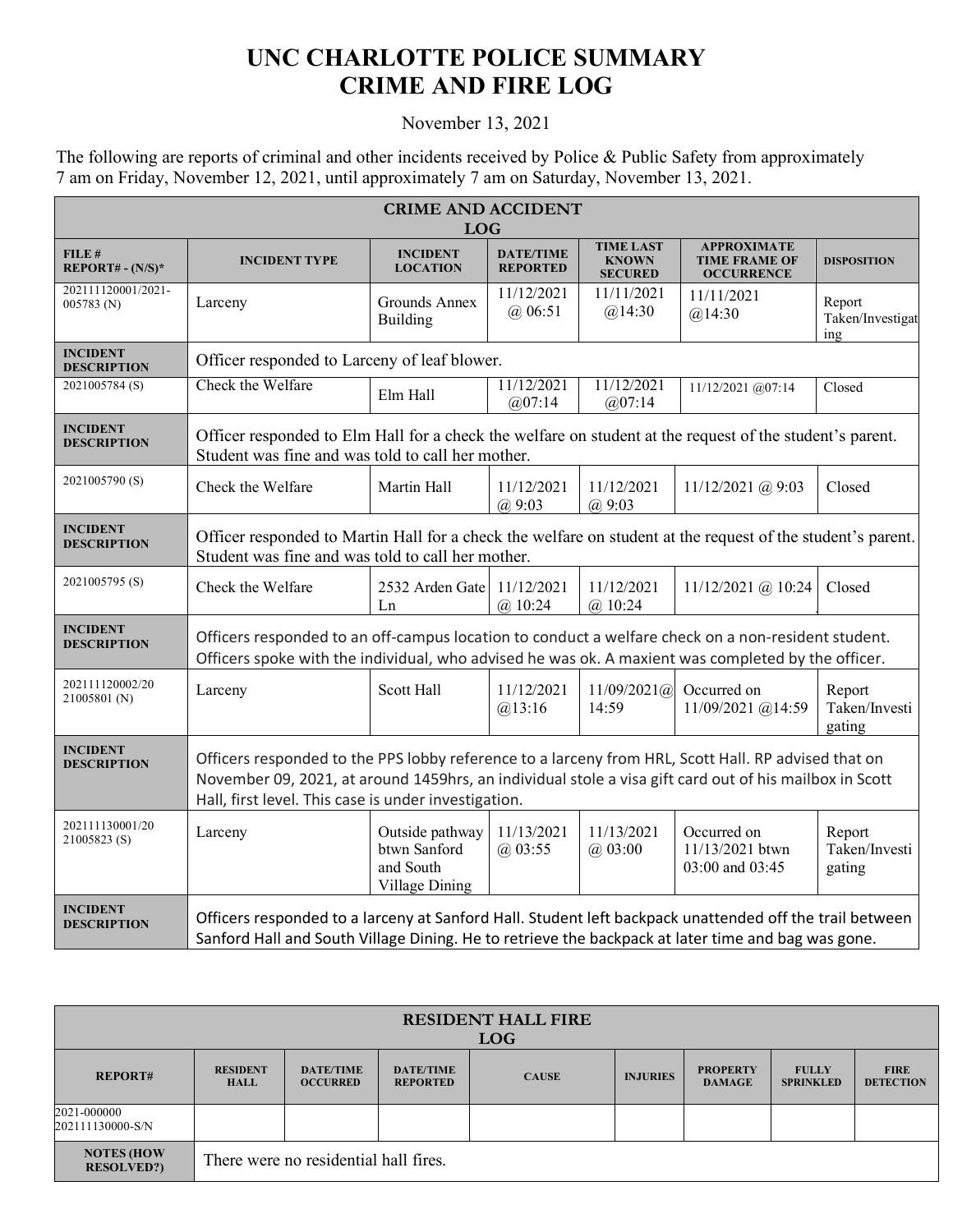# UNC CHARLOTTE POLICE SUMMARY
# CRIME AND FIRE LOG

November 13, 2021

The following are reports of criminal and other incidents received by Police & Public Safety from approximately 7 am on Friday, November 12, 2021, until approximately 7 am on Saturday, November 13, 2021.

| CRIME AND ACCIDENT LOG | | | | | | |
|---|---|---|---|---|---|---|
| **FILE # REPORT# - (N/S)*** | **INCIDENT TYPE** | **INCIDENT LOCATION** | **DATE/TIME REPORTED** | **TIME LAST KNOWN SECURED** | **APPROXIMATE TIME FRAME OF OCCURRENCE** | **DISPOSITION** |
| 202111120001/2021-005783 (N) | Larceny | Grounds Annex Building | 11/12/2021 @ 06:51 | 11/11/2021 @14:30 | 11/11/2021 @14:30 | Report Taken/Investigating |
| **INCIDENT DESCRIPTION** | Officer responded to Larceny of leaf blower. | | | | | |
| 2021005784 (S) | Check the Welfare | Elm Hall | 11/12/2021 @07:14 | 11/12/2021 @07:14 | 11/12/2021 @07:14 | Closed |
| **INCIDENT DESCRIPTION** | Officer responded to Elm Hall for a check the welfare on student at the request of the student's parent. Student was fine and was told to call her mother. | | | | | |
| 2021005790 (S) | Check the Welfare | Martin Hall | 11/12/2021 @ 9:03 | 11/12/2021 @ 9:03 | 11/12/2021 @ 9:03 | Closed |
| **INCIDENT DESCRIPTION** | Officer responded to Martin Hall for a check the welfare on student at the request of the student's parent. Student was fine and was told to call her mother. | | | | | |
| 2021005795 (S) | Check the Welfare | 2532 Arden Gate Ln | 11/12/2021 @ 10:24 | 11/12/2021 @ 10:24 | 11/12/2021 @ 10:24 | Closed |
| **INCIDENT DESCRIPTION** | Officers responded to an off-campus location to conduct a welfare check on a non-resident student. Officers spoke with the individual, who advised he was ok. A maxient was completed by the officer. | | | | | |
| 202111120002/2021005801 (N) | Larceny | Scott Hall | 11/12/2021 @13:16 | 11/09/2021@ 14:59 | Occurred on 11/09/2021 @14:59 | Report Taken/Investigating |
| **INCIDENT DESCRIPTION** | Officers responded to the PPS lobby reference to a larceny from HRL, Scott Hall. RP advised that on November 09, 2021, at around 1459hrs, an individual stole a visa gift card out of his mailbox in Scott Hall, first level. This case is under investigation. | | | | | |
| 202111130001/2021005823 (S) | Larceny | Outside pathway btwn Sanford and South Village Dining | 11/13/2021 @ 03:55 | 11/13/2021 @ 03:00 | Occurred on 11/13/2021 btwn 03:00 and 03:45 | Report Taken/Investigating |
| **INCIDENT DESCRIPTION** | Officers responded to a larceny at Sanford Hall. Student left backpack unattended off the trail between Sanford Hall and South Village Dining. He to retrieve the backpack at later time and bag was gone. | | | | | |

| RESIDENT HALL FIRE LOG | | | | | | | | |
|---|---|---|---|---|---|---|---|---|
| **REPORT#** | **RESIDENT HALL** | **DATE/TIME OCCURRED** | **DATE/TIME REPORTED** | **CAUSE** | **INJURIES** | **PROPERTY DAMAGE** | **FULLY SPRINKLED** | **FIRE DETECTION** |
| 2021-000000 202111130000-S/N | | | | | | | | |
| **NOTES (HOW RESOLVED?)** | There were no residential hall fires. | | | | | | | |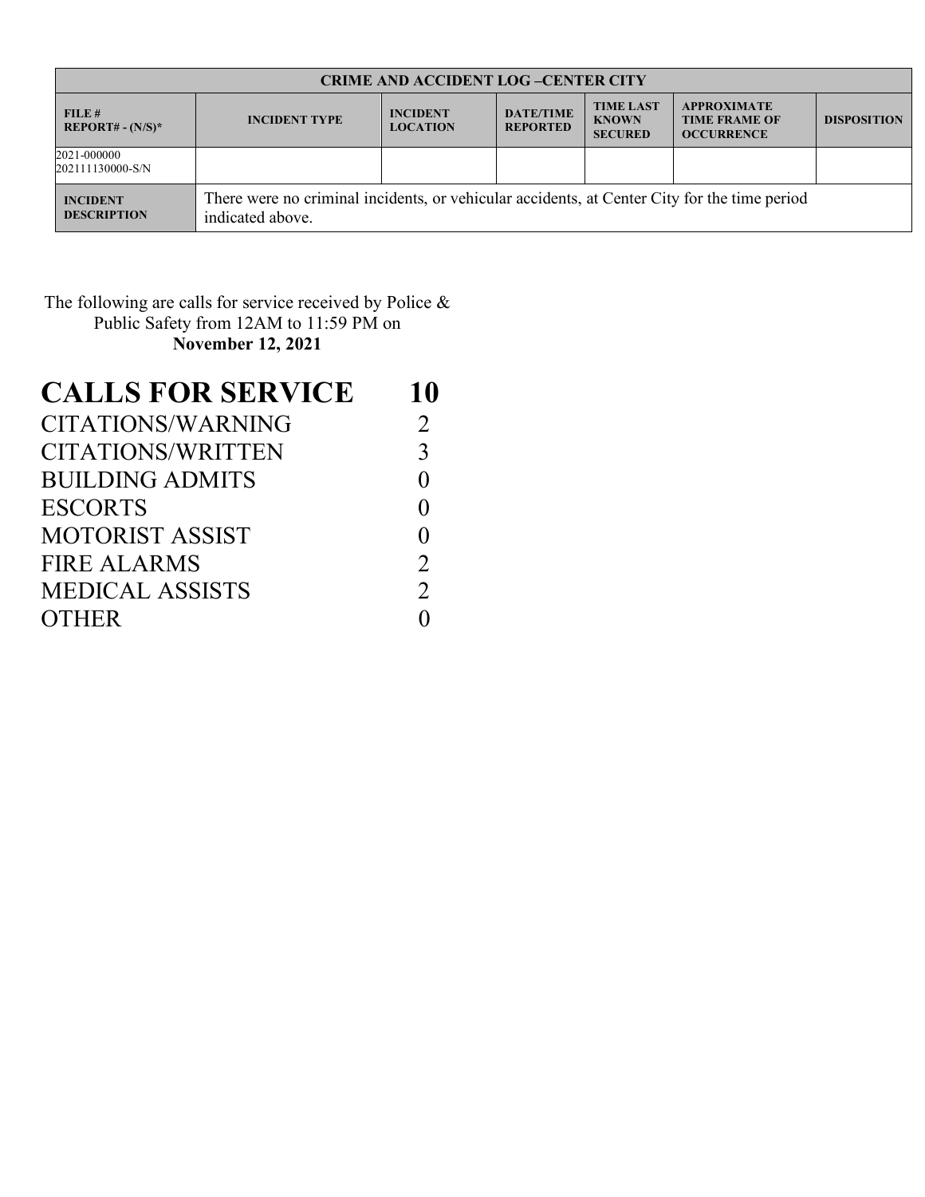| CRIME AND ACCIDENT LOG –CENTER CITY | | | | | | |
|---|---|---|---|---|---|---|
| FILE # REPORT# - (N/S)* | INCIDENT TYPE | INCIDENT LOCATION | DATE/TIME REPORTED | TIME LAST KNOWN SECURED | APPROXIMATE TIME FRAME OF OCCURRENCE | DISPOSITION |
| 2021-000000 202111130000-S/N | | | | | | |
| INCIDENT DESCRIPTION | There were no criminal incidents, or vehicular accidents, at Center City for the time period indicated above. | | | | | |

The following are calls for service received by Police & Public Safety from 12AM to 11:59 PM on **November 12, 2021**

| | |
|---|---|
| **CALLS FOR SERVICE** | **10** |
| CITATIONS/WARNING | 2 |
| CITATIONS/WRITTEN | 3 |
| BUILDING ADMITS | 0 |
| ESCORTS | 0 |
| MOTORIST ASSIST | 0 |
| FIRE ALARMS | 2 |
| MEDICAL ASSISTS | 2 |
| OTHER | 0 |